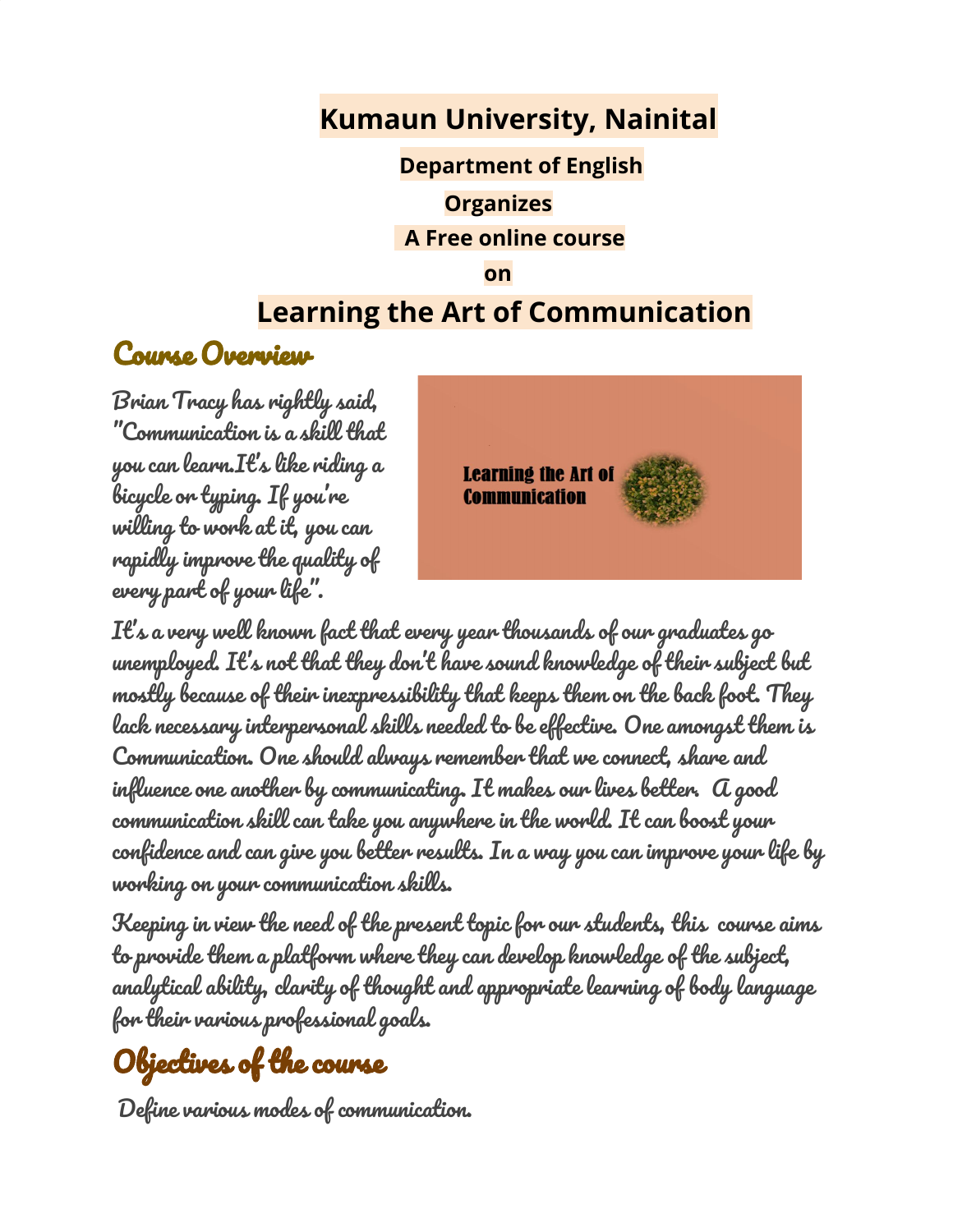# Kumaun University, Nainital

**Department of English**

**Organizes**

**A Free online course**

**on**

# Learning the Art of Communication

## Course Overview

Brian Tracy has rightly said, "Communication is a skill that you can learn.It's like riding a bicycle or typing. If you're willing to work at it, you can rapidly improve the quality of every part of your life".

Learning the Art of Communication

It's a very well known fact that every year thousands of our graduates go unemployed. It's not that they don't have sound knowledge of their subject but mostly because of their inexpressibility that keeps them on the back foot. They lack necessary interpersonal skills needed to be effective. One amongst them is Communication. One should always remember that we connect, share and influence one another by communicating. It makes our lives better. A good communication skill can take you anywhere in the world. It can boost your confidence and can give you better results. In a way you can improve your life by working on your communication skills.

Keeping in view the need of the present topic for our students, this course aims to provide them a platform where they can develop knowledge of the subject, analytical ability, clarity of thought and appropriate learning of body language for their various professional goals.

## Objectives of the course

Define various modes of communication.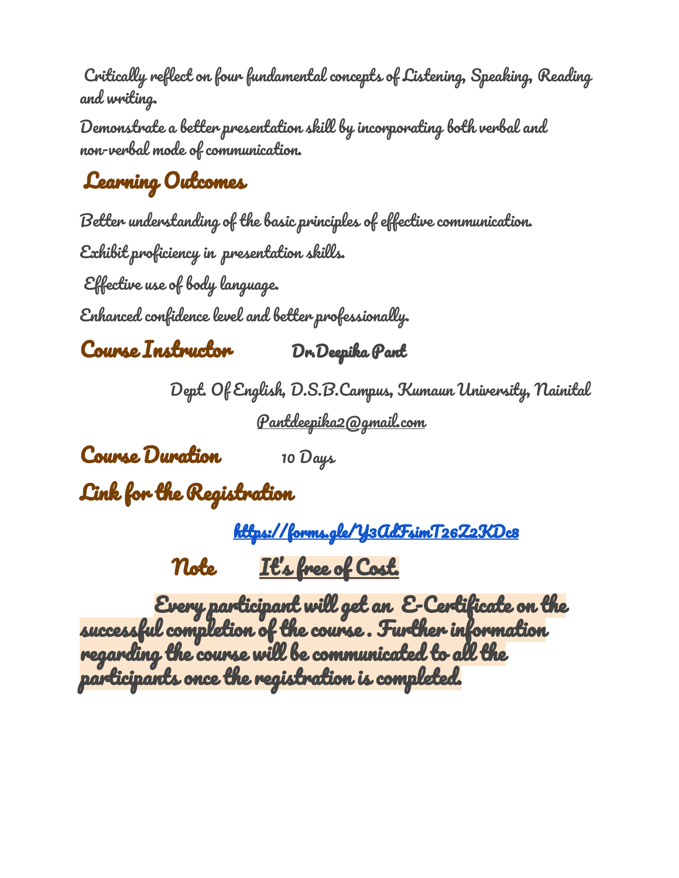Critically reflect on four fundamental concepts of Listening, Speaking, Reading and writing.

Demonstrate a better presentation skill by incorporating both verbal and non-verbal mode of communication.

## Learning Outcomes

Better understanding of the basic principles of effective communication.

Exhibit proficiency in presentation skills.

Effective use of body language.

Enhanced confidence level and better professionally.

## Course Instructor

Dr.Deepika Pant

Dept. Of English, D.S.B.Campus, Kumaun University, Nainital

Pantdeepika2@gmail.com

## Course Duration

10 Days

## Link for the Registration

https://forms.gle/Y3AdFsimT26Z2KDc8

## Note

**It's free of Cost.**

**Every participant will get an E-Certificate on the successful completion of the course . Further information regarding the course will be communicated to all the participants once the registration is completed.**